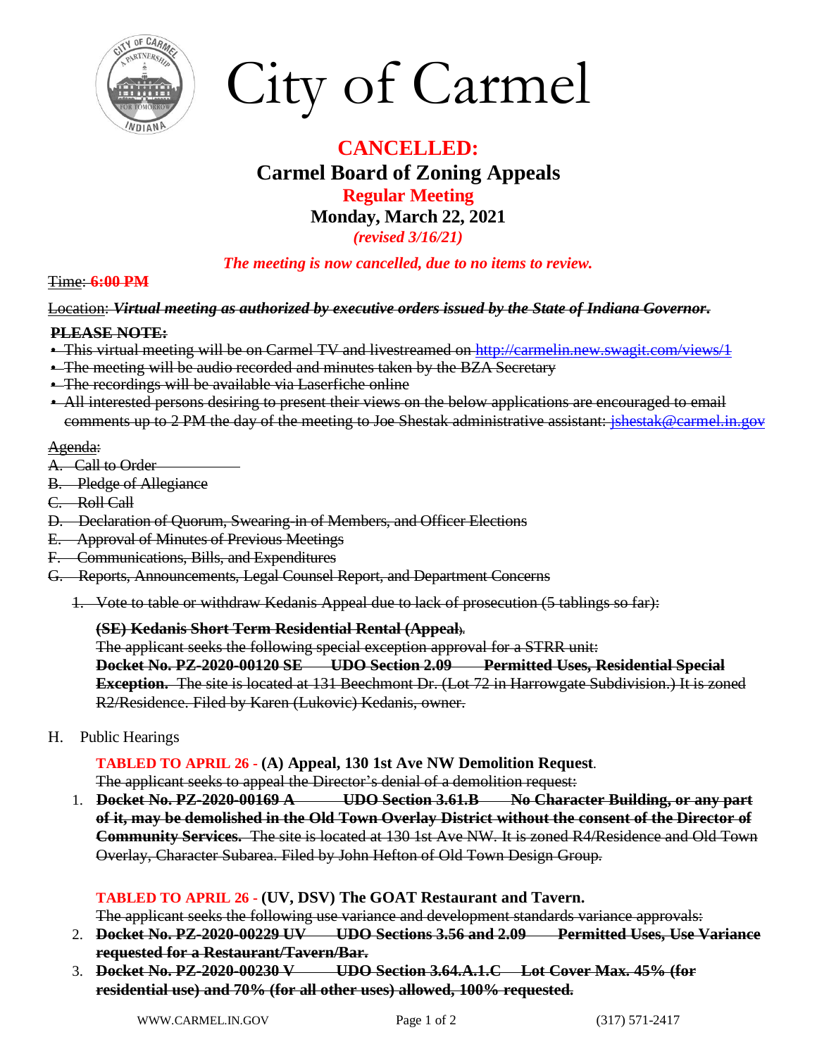# City of Carmel

## CANCELLED:

## Carmel Board of Zoning Appeals

### Regular Meeting

### Monday, March 22, 2021

*(revised 3/16/21)*

***The meeting is now cancelled, due to no items to review.***

~~Time: **6:00 PM**~~

~~Location: ***Virtual meeting as authorized by executive orders issued by the State of Indiana Governor.***~~

~~**PLEASE NOTE:**~~

- ~~This virtual meeting will be on Carmel TV and livestreamed on http://carmelin.new.swagit.com/views/1~~
- ~~The meeting will be audio recorded and minutes taken by the BZA Secretary~~
- ~~The recordings will be available via Laserfiche online~~
- ~~All interested persons desiring to present their views on the below applications are encouraged to email comments up to 2 PM the day of the meeting to Joe Shestak administrative assistant: jshestak@carmel.in.gov~~

~~Agenda:~~

- ~~A. Call to Order~~
- ~~B. Pledge of Allegiance~~
- ~~C. Roll Call~~
- ~~D. Declaration of Quorum, Swearing-in of Members, and Officer Elections~~
- ~~E. Approval of Minutes of Previous Meetings~~
- ~~F. Communications, Bills, and Expenditures~~
- ~~G. Reports, Announcements, Legal Counsel Report, and Department Concerns~~

  1. ~~Vote to table or withdraw Kedanis Appeal due to lack of prosecution (5 tablings so far):~~

     ~~**(SE) Kedanis Short Term Residential Rental (Appeal).**~~
     ~~The applicant seeks the following special exception approval for a STRR unit:~~
     ~~**Docket No. PZ-2020-00120 SE UDO Section 2.09 Permitted Uses, Residential Special Exception.** The site is located at 131 Beechmont Dr. (Lot 72 in Harrowgate Subdivision.) It is zoned R2/Residence. Filed by Karen (Lukovic) Kedanis, owner.~~

H. Public Hearings

**TABLED TO APRIL 26 - (A) Appeal, 130 1st Ave NW Demolition Request.**
~~The applicant seeks to appeal the Director's denial of a demolition request:~~

1. ~~**Docket No. PZ-2020-00169 A UDO Section 3.61.B No Character Building, or any part of it, may be demolished in the Old Town Overlay District without the consent of the Director of Community Services.** The site is located at 130 1st Ave NW. It is zoned R4/Residence and Old Town Overlay, Character Subarea. Filed by John Hefton of Old Town Design Group.~~

**TABLED TO APRIL 26 - (UV, DSV) The GOAT Restaurant and Tavern.**
~~The applicant seeks the following use variance and development standards variance approvals:~~

2. ~~**Docket No. PZ-2020-00229 UV UDO Sections 3.56 and 2.09 Permitted Uses, Use Variance requested for a Restaurant/Tavern/Bar.**~~
3. ~~**Docket No. PZ-2020-00230 V UDO Section 3.64.A.1.C Lot Cover Max. 45% (for residential use) and 70% (for all other uses) allowed, 100% requested.**~~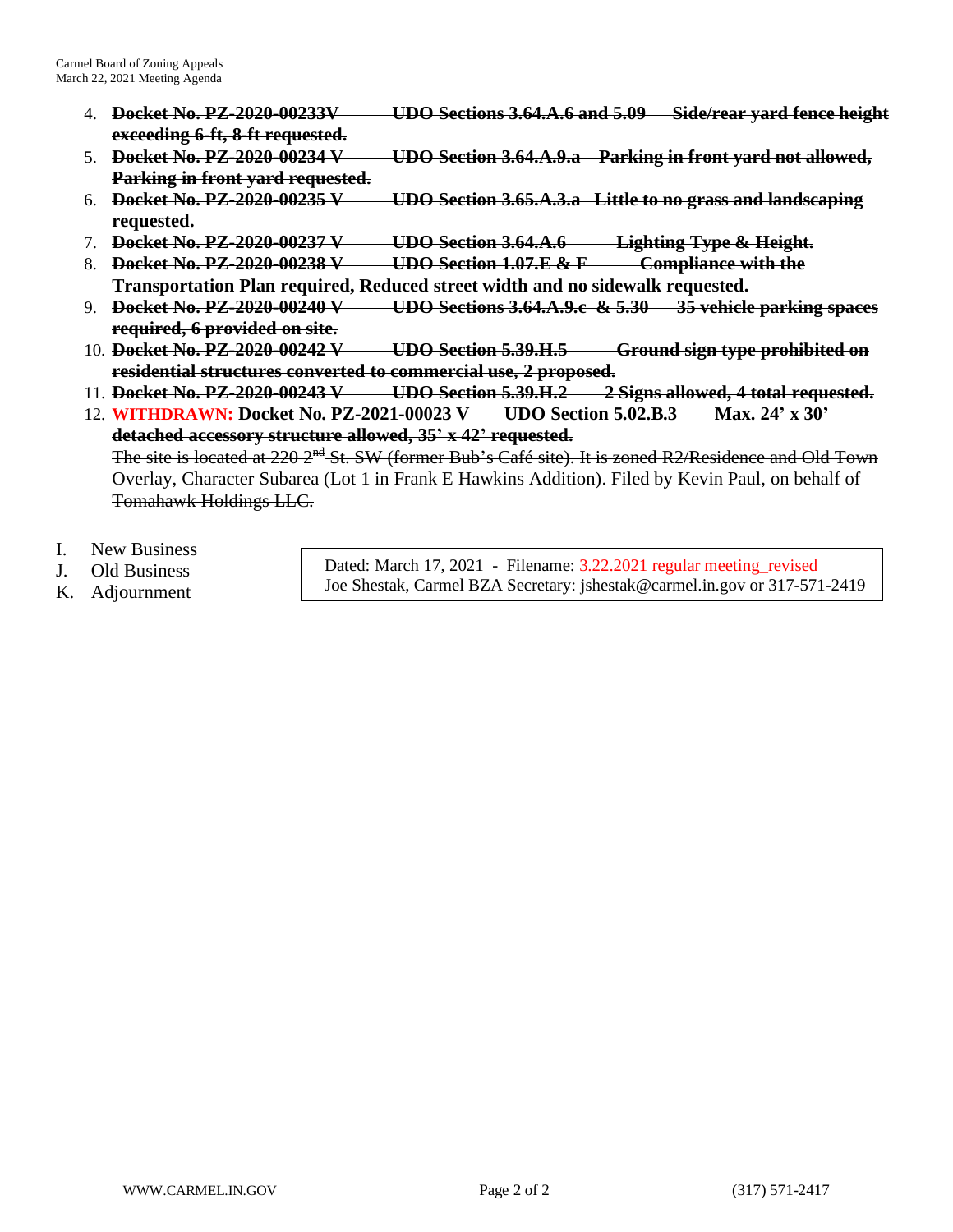4. ~~**Docket No. PZ-2020-00233V UDO Sections 3.64.A.6 and 5.09 Side/rear yard fence height exceeding 6-ft, 8-ft requested.**~~
5. ~~**Docket No. PZ-2020-00234 V UDO Section 3.64.A.9.a Parking in front yard not allowed, Parking in front yard requested.**~~
6. ~~**Docket No. PZ-2020-00235 V UDO Section 3.65.A.3.a Little to no grass and landscaping requested.**~~
7. ~~**Docket No. PZ-2020-00237 V UDO Section 3.64.A.6 Lighting Type & Height.**~~
8. ~~**Docket No. PZ-2020-00238 V UDO Section 1.07.E & F Compliance with the Transportation Plan required, Reduced street width and no sidewalk requested.**~~
9. ~~**Docket No. PZ-2020-00240 V UDO Sections 3.64.A.9.c & 5.30 35 vehicle parking spaces required, 6 provided on site.**~~
10. ~~**Docket No. PZ-2020-00242 V UDO Section 5.39.H.5 Ground sign type prohibited on residential structures converted to commercial use, 2 proposed.**~~
11. ~~**Docket No. PZ-2020-00243 V UDO Section 5.39.H.2 2 Signs allowed, 4 total requested.**~~
12. ~~**WITHDRAWN: Docket No. PZ-2021-00023 V UDO Section 5.02.B.3 Max. 24' x 30' detached accessory structure allowed, 35' x 42' requested.**~~

    ~~The site is located at 220 2nd St. SW (former Bub's Café site). It is zoned R2/Residence and Old Town Overlay, Character Subarea (Lot 1 in Frank E Hawkins Addition). Filed by Kevin Paul, on behalf of Tomahawk Holdings LLC.~~

I. New Business

J. Old Business

K. Adjournment

Dated: March 17, 2021 - Filename: 3.22.2021 regular meeting_revised
Joe Shestak, Carmel BZA Secretary: jshestak@carmel.in.gov or 317-571-2419